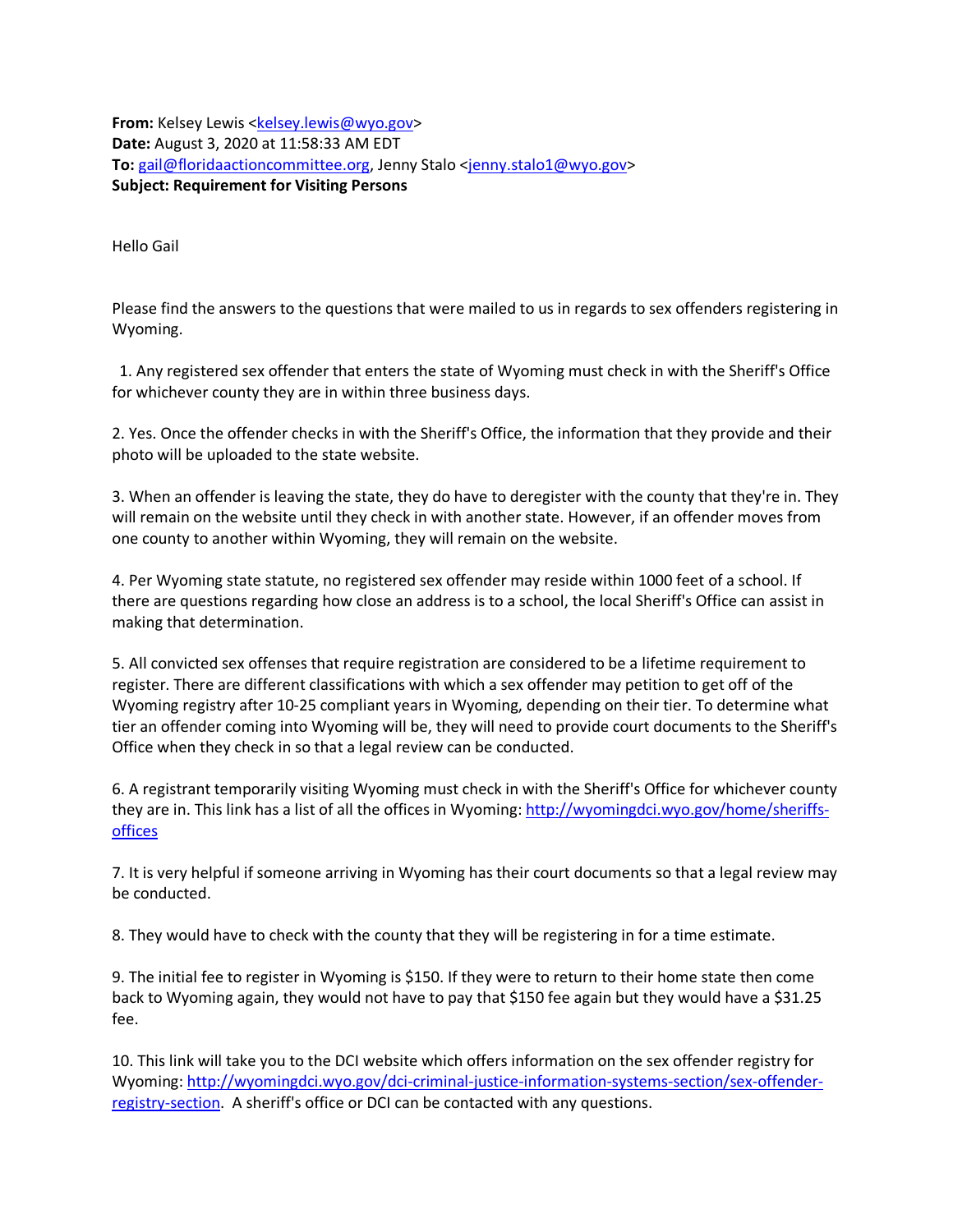**From:** Kelsey Lewis <kelsey.lewis@wyo.gov>
**Date:** August 3, 2020 at 11:58:33 AM EDT
**To:** gail@floridaactioncommittee.org, Jenny Stalo <jenny.stalo1@wyo.gov>
**Subject: Requirement for Visiting Persons**

Hello Gail

Please find the answers to the questions that were mailed to us in regards to sex offenders registering in Wyoming.

1. Any registered sex offender that enters the state of Wyoming must check in with the Sheriff's Office for whichever county they are in within three business days.

2. Yes. Once the offender checks in with the Sheriff's Office, the information that they provide and their photo will be uploaded to the state website.

3. When an offender is leaving the state, they do have to deregister with the county that they're in. They will remain on the website until they check in with another state. However, if an offender moves from one county to another within Wyoming, they will remain on the website.

4. Per Wyoming state statute, no registered sex offender may reside within 1000 feet of a school. If there are questions regarding how close an address is to a school, the local Sheriff's Office can assist in making that determination.

5. All convicted sex offenses that require registration are considered to be a lifetime requirement to register. There are different classifications with which a sex offender may petition to get off of the Wyoming registry after 10-25 compliant years in Wyoming, depending on their tier. To determine what tier an offender coming into Wyoming will be, they will need to provide court documents to the Sheriff's Office when they check in so that a legal review can be conducted.

6. A registrant temporarily visiting Wyoming must check in with the Sheriff's Office for whichever county they are in. This link has a list of all the offices in Wyoming: http://wyomingdci.wyo.gov/home/sheriffs-offices

7. It is very helpful if someone arriving in Wyoming has their court documents so that a legal review may be conducted.

8. They would have to check with the county that they will be registering in for a time estimate.

9. The initial fee to register in Wyoming is $150. If they were to return to their home state then come back to Wyoming again, they would not have to pay that $150 fee again but they would have a $31.25 fee.

10. This link will take you to the DCI website which offers information on the sex offender registry for Wyoming: http://wyomingdci.wyo.gov/dci-criminal-justice-information-systems-section/sex-offender-registry-section. A sheriff's office or DCI can be contacted with any questions.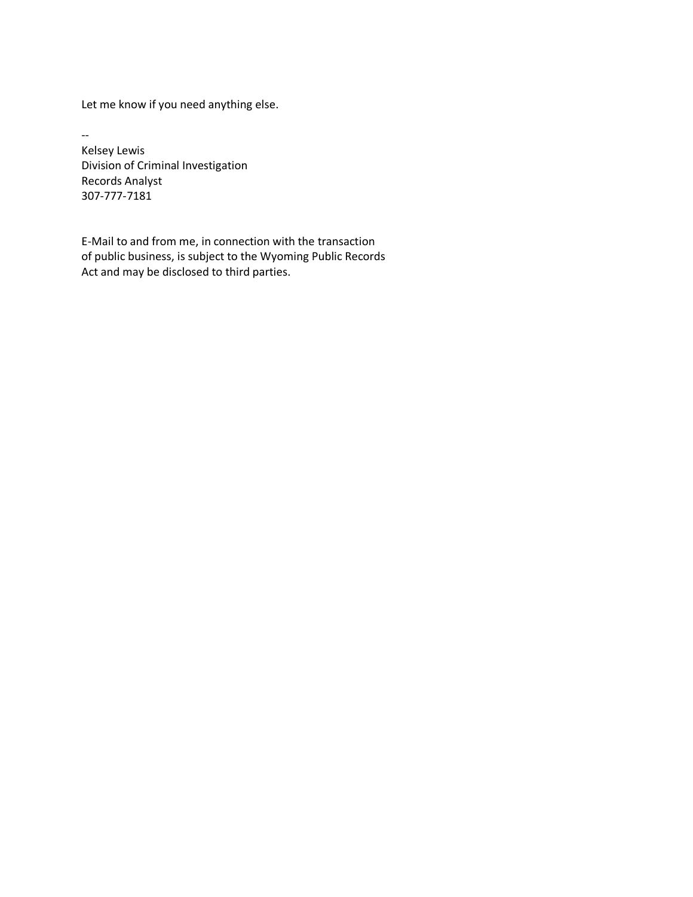Let me know if you need anything else.

--

Kelsey Lewis  
Division of Criminal Investigation  
Records Analyst  
307-777-7181

E-Mail to and from me, in connection with the transaction of public business, is subject to the Wyoming Public Records Act and may be disclosed to third parties.